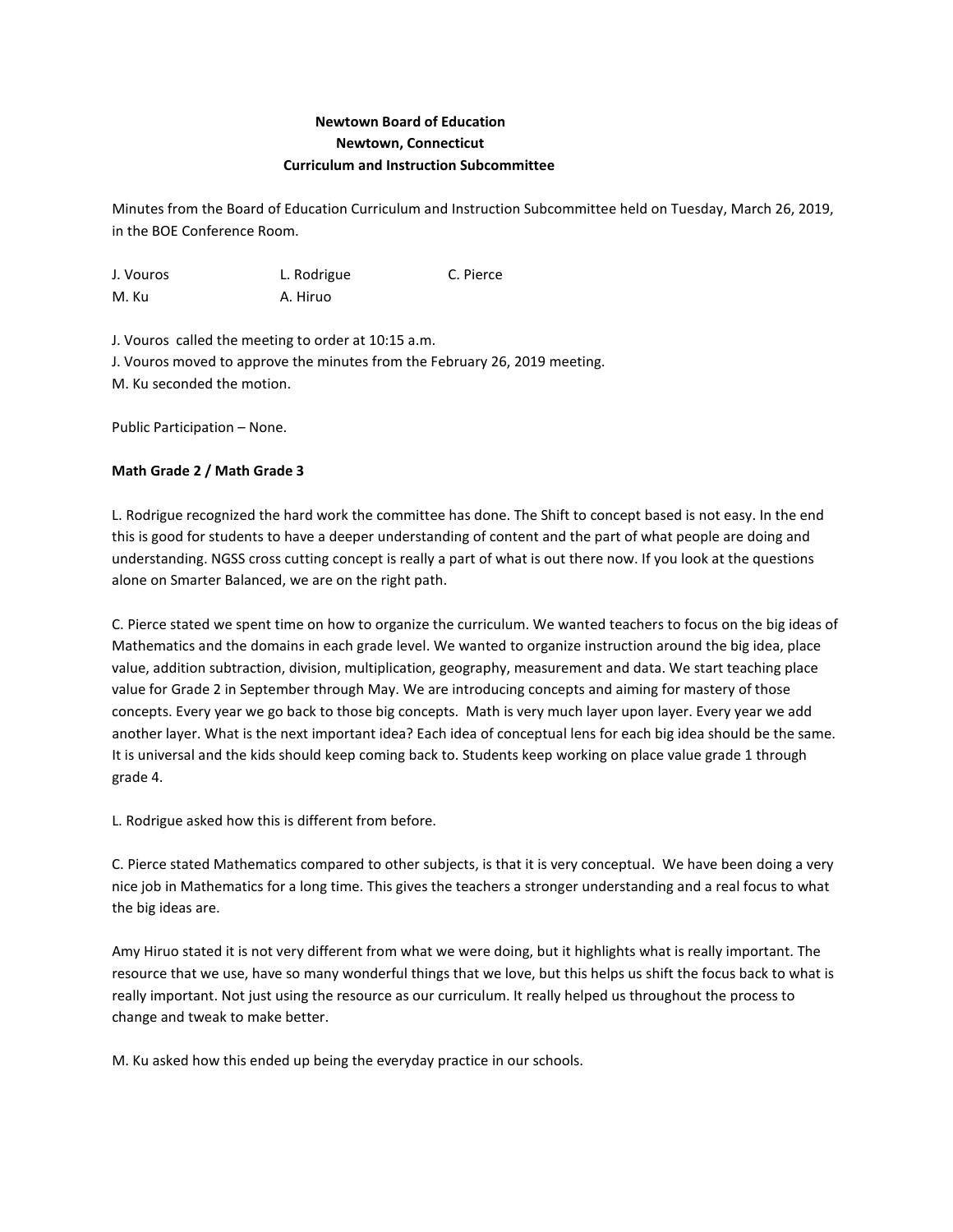**Newtown Board of Education**
**Newtown, Connecticut**
**Curriculum and Instruction Subcommittee**

Minutes from the Board of Education Curriculum and Instruction Subcommittee held on Tuesday, March 26, 2019, in the BOE Conference Room.

J. Vouros L. Rodrigue C. Pierce
M. Ku A. Hiruo

J. Vouros called the meeting to order at 10:15 a.m.
J. Vouros moved to approve the minutes from the February 26, 2019 meeting.
M. Ku seconded the motion.

Public Participation – None.

**Math Grade 2 / Math Grade 3**

L. Rodrigue recognized the hard work the committee has done. The Shift to concept based is not easy. In the end this is good for students to have a deeper understanding of content and the part of what people are doing and understanding. NGSS cross cutting concept is really a part of what is out there now. If you look at the questions alone on Smarter Balanced, we are on the right path.

C. Pierce stated we spent time on how to organize the curriculum. We wanted teachers to focus on the big ideas of Mathematics and the domains in each grade level. We wanted to organize instruction around the big idea, place value, addition subtraction, division, multiplication, geography, measurement and data. We start teaching place value for Grade 2 in September through May. We are introducing concepts and aiming for mastery of those concepts. Every year we go back to those big concepts. Math is very much layer upon layer. Every year we add another layer. What is the next important idea? Each idea of conceptual lens for each big idea should be the same. It is universal and the kids should keep coming back to. Students keep working on place value grade 1 through grade 4.

L. Rodrigue asked how this is different from before.

C. Pierce stated Mathematics compared to other subjects, is that it is very conceptual. We have been doing a very nice job in Mathematics for a long time. This gives the teachers a stronger understanding and a real focus to what the big ideas are.

Amy Hiruo stated it is not very different from what we were doing, but it highlights what is really important. The resource that we use, have so many wonderful things that we love, but this helps us shift the focus back to what is really important. Not just using the resource as our curriculum. It really helped us throughout the process to change and tweak to make better.

M. Ku asked how this ended up being the everyday practice in our schools.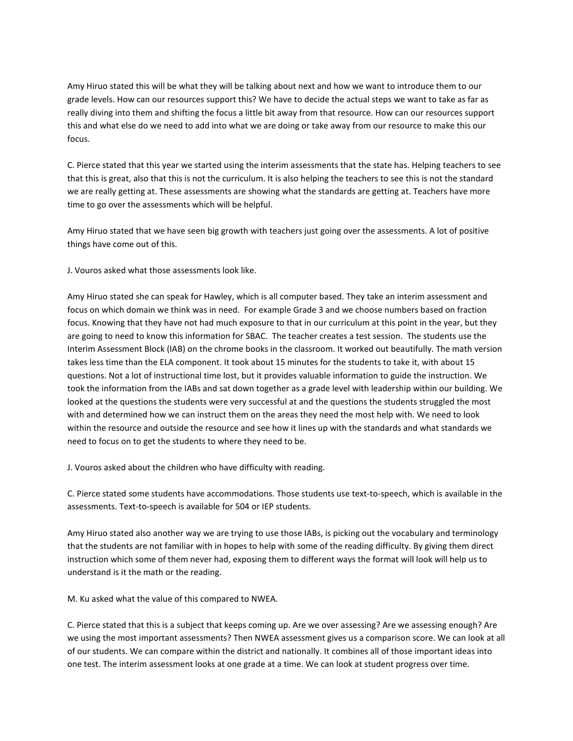Amy Hiruo stated this will be what they will be talking about next and how we want to introduce them to our grade levels. How can our resources support this? We have to decide the actual steps we want to take as far as really diving into them and shifting the focus a little bit away from that resource. How can our resources support this and what else do we need to add into what we are doing or take away from our resource to make this our focus.

C. Pierce stated that this year we started using the interim assessments that the state has. Helping teachers to see that this is great, also that this is not the curriculum. It is also helping the teachers to see this is not the standard we are really getting at. These assessments are showing what the standards are getting at. Teachers have more time to go over the assessments which will be helpful.

Amy Hiruo stated that we have seen big growth with teachers just going over the assessments. A lot of positive things have come out of this.

J. Vouros asked what those assessments look like.

Amy Hiruo stated she can speak for Hawley, which is all computer based. They take an interim assessment and focus on which domain we think was in need. For example Grade 3 and we choose numbers based on fraction focus. Knowing that they have not had much exposure to that in our curriculum at this point in the year, but they are going to need to know this information for SBAC. The teacher creates a test session. The students use the Interim Assessment Block (IAB) on the chrome books in the classroom. It worked out beautifully. The math version takes less time than the ELA component. It took about 15 minutes for the students to take it, with about 15 questions. Not a lot of instructional time lost, but it provides valuable information to guide the instruction. We took the information from the IABs and sat down together as a grade level with leadership within our building. We looked at the questions the students were very successful at and the questions the students struggled the most with and determined how we can instruct them on the areas they need the most help with. We need to look within the resource and outside the resource and see how it lines up with the standards and what standards we need to focus on to get the students to where they need to be.

J. Vouros asked about the children who have difficulty with reading.

C. Pierce stated some students have accommodations. Those students use text-to-speech, which is available in the assessments. Text-to-speech is available for 504 or IEP students.

Amy Hiruo stated also another way we are trying to use those IABs, is picking out the vocabulary and terminology that the students are not familiar with in hopes to help with some of the reading difficulty. By giving them direct instruction which some of them never had, exposing them to different ways the format will look will help us to understand is it the math or the reading.

M. Ku asked what the value of this compared to NWEA.

C. Pierce stated that this is a subject that keeps coming up. Are we over assessing? Are we assessing enough? Are we using the most important assessments? Then NWEA assessment gives us a comparison score. We can look at all of our students. We can compare within the district and nationally. It combines all of those important ideas into one test. The interim assessment looks at one grade at a time. We can look at student progress over time.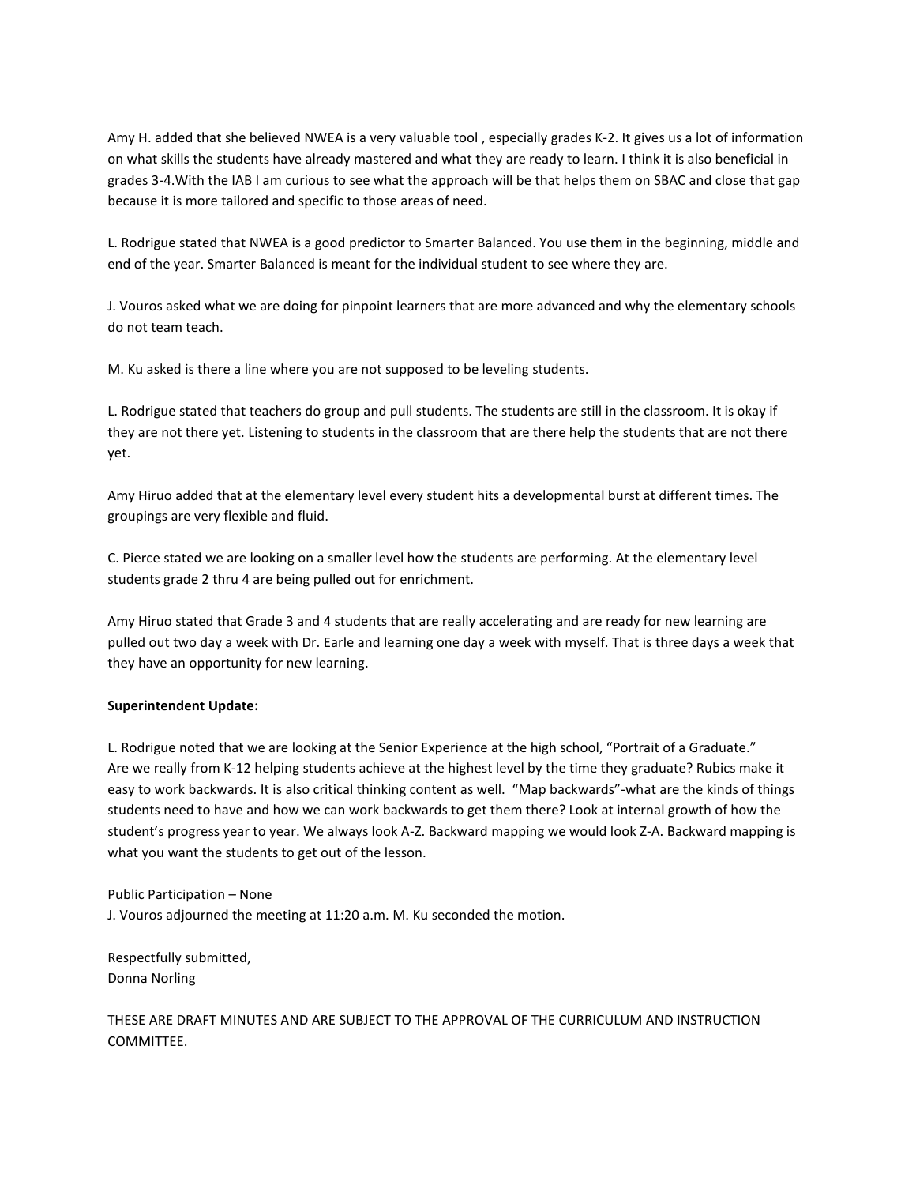Amy H. added that she believed NWEA is a very valuable tool , especially grades K-2. It gives us a lot of information on what skills the students have already mastered and what they are ready to learn. I think it is also beneficial in grades 3-4.With the IAB I am curious to see what the approach will be that helps them on SBAC and close that gap because it is more tailored and specific to those areas of need.

L. Rodrigue stated that NWEA is a good predictor to Smarter Balanced. You use them in the beginning, middle and end of the year. Smarter Balanced is meant for the individual student to see where they are.

J. Vouros asked what we are doing for pinpoint learners that are more advanced and why the elementary schools do not team teach.

M. Ku asked is there a line where you are not supposed to be leveling students.

L. Rodrigue stated that teachers do group and pull students. The students are still in the classroom. It is okay if they are not there yet. Listening to students in the classroom that are there help the students that are not there yet.

Amy Hiruo added that at the elementary level every student hits a developmental burst at different times. The groupings are very flexible and fluid.

C. Pierce stated we are looking on a smaller level how the students are performing. At the elementary level students grade 2 thru 4 are being pulled out for enrichment.

Amy Hiruo stated that Grade 3 and 4 students that are really accelerating and are ready for new learning are pulled out two day a week with Dr. Earle and learning one day a week with myself. That is three days a week that they have an opportunity for new learning.

**Superintendent Update:**

L. Rodrigue noted that we are looking at the Senior Experience at the high school, "Portrait of a Graduate." Are we really from K-12 helping students achieve at the highest level by the time they graduate? Rubics make it easy to work backwards. It is also critical thinking content as well. "Map backwards"-what are the kinds of things students need to have and how we can work backwards to get them there? Look at internal growth of how the student's progress year to year. We always look A-Z. Backward mapping we would look Z-A. Backward mapping is what you want the students to get out of the lesson.

Public Participation – None
J. Vouros adjourned the meeting at 11:20 a.m. M. Ku seconded the motion.

Respectfully submitted,
Donna Norling

THESE ARE DRAFT MINUTES AND ARE SUBJECT TO THE APPROVAL OF THE CURRICULUM AND INSTRUCTION COMMITTEE.